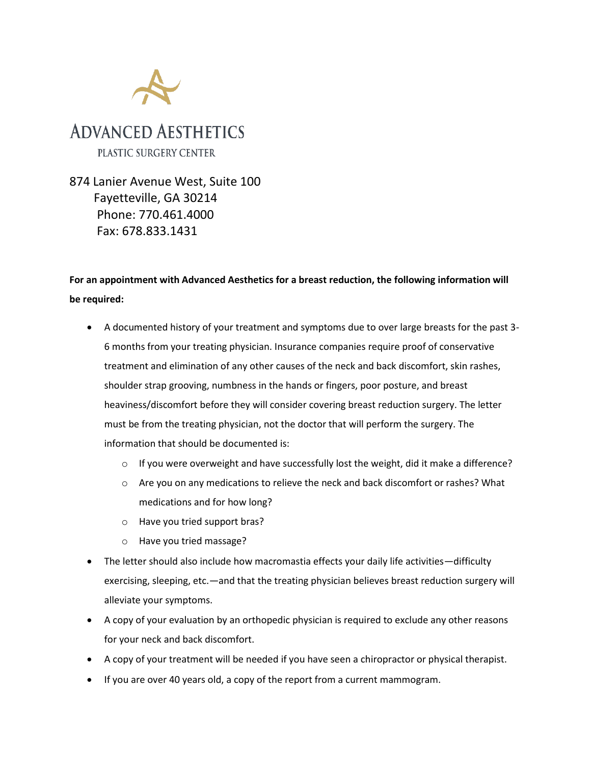# ADVANCED AESTHETICS

PLASTIC SURGERY CENTER

874 Lanier Avenue West, Suite 100
Fayetteville, GA 30214
Phone: 770.461.4000
Fax: 678.833.1431

**For an appointment with Advanced Aesthetics for a breast reduction, the following information will be required:**

- A documented history of your treatment and symptoms due to over large breasts for the past 3-6 months from your treating physician. Insurance companies require proof of conservative treatment and elimination of any other causes of the neck and back discomfort, skin rashes, shoulder strap grooving, numbness in the hands or fingers, poor posture, and breast heaviness/discomfort before they will consider covering breast reduction surgery. The letter must be from the treating physician, not the doctor that will perform the surgery. The information that should be documented is:
  - If you were overweight and have successfully lost the weight, did it make a difference?
  - Are you on any medications to relieve the neck and back discomfort or rashes? What medications and for how long?
  - Have you tried support bras?
  - Have you tried massage?
- The letter should also include how macromastia effects your daily life activities—difficulty exercising, sleeping, etc.—and that the treating physician believes breast reduction surgery will alleviate your symptoms.
- A copy of your evaluation by an orthopedic physician is required to exclude any other reasons for your neck and back discomfort.
- A copy of your treatment will be needed if you have seen a chiropractor or physical therapist.
- If you are over 40 years old, a copy of the report from a current mammogram.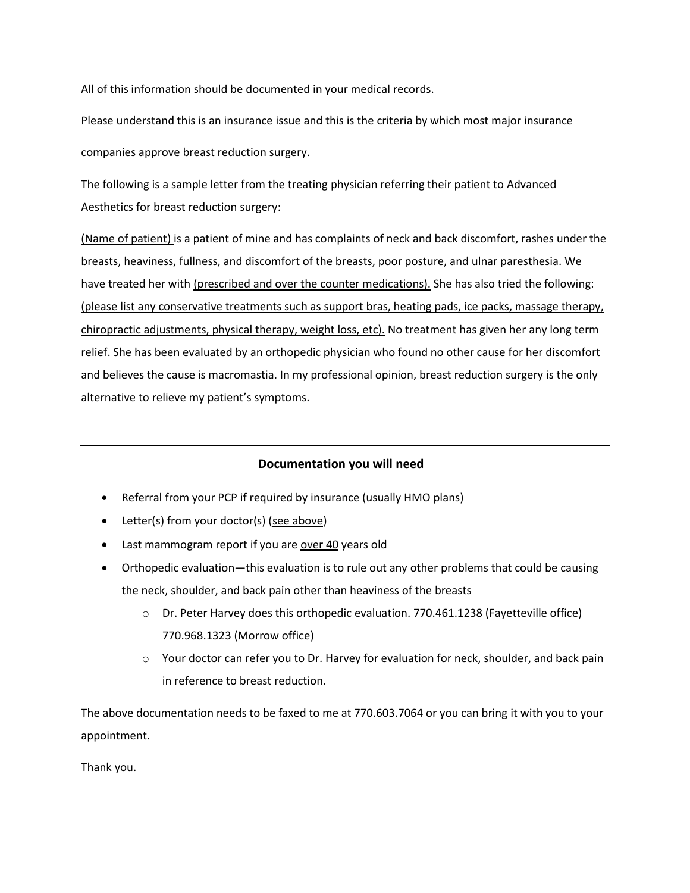All of this information should be documented in your medical records.

Please understand this is an insurance issue and this is the criteria by which most major insurance companies approve breast reduction surgery.

The following is a sample letter from the treating physician referring their patient to Advanced Aesthetics for breast reduction surgery:

<u>(Name of patient)</u> is a patient of mine and has complaints of neck and back discomfort, rashes under the breasts, heaviness, fullness, and discomfort of the breasts, poor posture, and ulnar paresthesia. We have treated her with <u>(prescribed and over the counter medications).</u> She has also tried the following: <u>(please list any conservative treatments such as support bras, heating pads, ice packs, massage therapy, chiropractic adjustments, physical therapy, weight loss, etc).</u> No treatment has given her any long term relief. She has been evaluated by an orthopedic physician who found no other cause for her discomfort and believes the cause is macromastia. In my professional opinion, breast reduction surgery is the only alternative to relieve my patient's symptoms.

---

**Documentation you will need**

- Referral from your PCP if required by insurance (usually HMO plans)
- Letter(s) from your doctor(s) (<u>see above</u>)
- Last mammogram report if you are <u>over 40</u> years old
- Orthopedic evaluation—this evaluation is to rule out any other problems that could be causing the neck, shoulder, and back pain other than heaviness of the breasts
  - Dr. Peter Harvey does this orthopedic evaluation. 770.461.1238 (Fayetteville office) 770.968.1323 (Morrow office)
  - Your doctor can refer you to Dr. Harvey for evaluation for neck, shoulder, and back pain in reference to breast reduction.

The above documentation needs to be faxed to me at 770.603.7064 or you can bring it with you to your appointment.

Thank you.